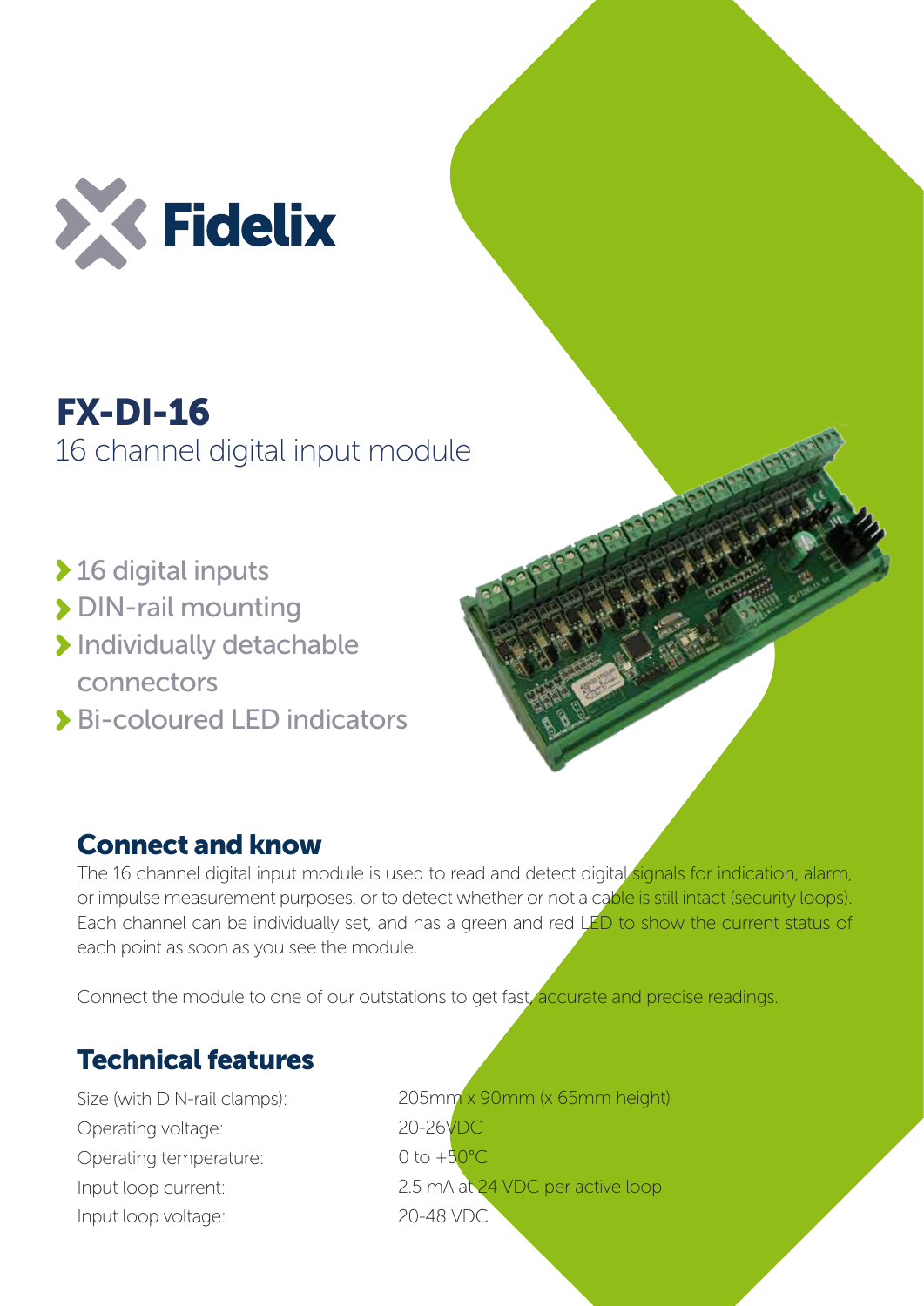Fidelix

# FX-DI-16

16 channel digital input module

- 16 digital inputs
- DIN-rail mounting
- Individually detachable connectors
- Bi-coloured LED indicators

## Connect and know

The 16 channel digital input module is used to read and detect digital signals for indication, alarm, or impulse measurement purposes, or to detect whether or not a cable is still intact (security loops). Each channel can be individually set, and has a green and red LED to show the current status of each point as soon as you see the module.

Connect the module to one of our outstations to get fast, accurate and precise readings.

## Technical features

| | |
|---|---|
| Size (with DIN-rail clamps): | 205mm x 90mm (x 65mm height) |
| Operating voltage: | 20-26VDC |
| Operating temperature: | 0 to +50°C |
| Input loop current: | 2.5 mA at 24 VDC per active loop |
| Input loop voltage: | 20-48 VDC |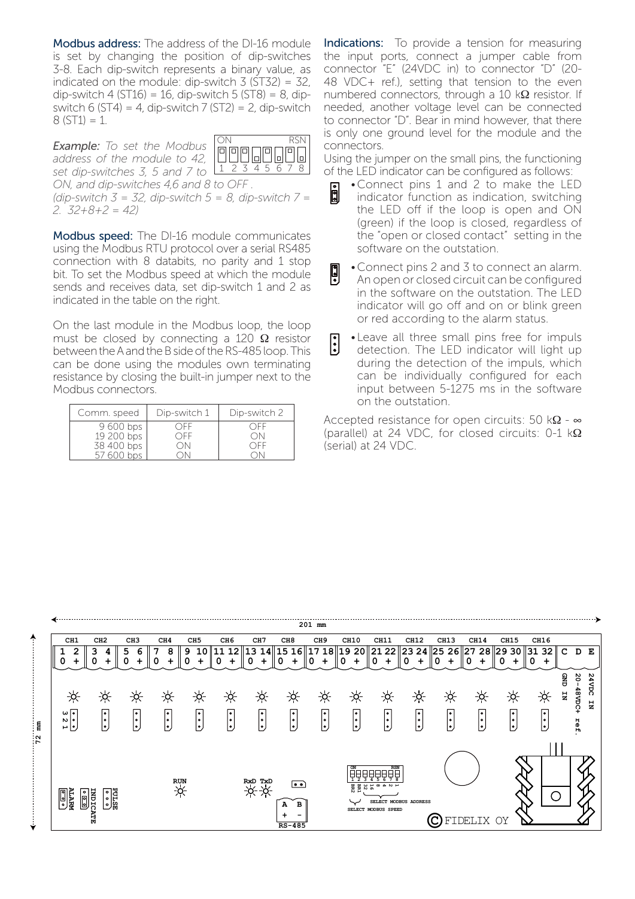**Modbus address:** The address of the DI-16 module is set by changing the position of dip-switches 3-8. Each dip-switch represents a binary value, as indicated on the module: dip-switch 3 (ST32) = 32, dip-switch 4 (ST16) = 16, dip-switch 5 (ST8) = 8, dip-switch 6 (ST4) = 4, dip-switch 7 (ST2) = 2, dip-switch 8 (ST1) = 1.

***Example:*** *To set the Modbus address of the module to 42, set dip-switches 3, 5 and 7 to ON, and dip-switches 4,6 and 8 to OFF . (dip-switch 3 = 32, dip-switch 5 = 8, dip-switch 7 = 2. 32+8+2 = 42)*

ON RSN
1 2 3 4 5 6 7 8

**Modbus speed:** The DI-16 module communicates using the Modbus RTU protocol over a serial RS485 connection with 8 databits, no parity and 1 stop bit. To set the Modbus speed at which the module sends and receives data, set dip-switch 1 and 2 as indicated in the table on the right.

On the last module in the Modbus loop, the loop must be closed by connecting a 120 Ω resistor between the A and the B side of the RS-485 loop. This can be done using the modules own terminating resistance by closing the built-in jumper next to the Modbus connectors.

| Comm. speed | Dip-switch 1 | Dip-switch 2 |
|---|---|---|
| 9 600 bps | OFF | OFF |
| 19 200 bps | OFF | ON |
| 38 400 bps | ON | OFF |
| 57 600 bps | ON | ON |

**Indications:** To provide a tension for measuring the input ports, connect a jumper cable from connector "E" (24VDC in) to connector "D" (20-48 VDC+ ref.), setting that tension to the even numbered connectors, through a 10 kΩ resistor. If needed, another voltage level can be connected to connector "D". Bear in mind however, that there is only one ground level for the module and the connectors.

Using the jumper on the small pins, the functioning of the LED indicator can be configured as follows:

- Connect pins 1 and 2 to make the LED indicator function as indication, switching the LED off if the loop is open and ON (green) if the loop is closed, regardless of the "open or closed contact" setting in the software on the outstation.
- Connect pins 2 and 3 to connect an alarm. An open or closed circuit can be configured in the software on the outstation. The LED indicator will go off and on or blink green or red according to the alarm status.
- Leave all three small pins free for impuls detection. The LED indicator will light up during the detection of the impuls, which can be individually configured for each input between 5-1275 ms in the software on the outstation.

Accepted resistance for open circuits: 50 kΩ - ∞ (parallel) at 24 VDC, for closed circuits: 0-1 kΩ (serial) at 24 VDC.

201 mm

72 mm

CH1 CH2 CH3 CH4 CH5 CH6 CH7 CH8 CH9 CH10 CH11 CH12 CH13 CH14 CH15 CH16

1 2 3 4 5 6 7 8 9 10 11 12 13 14 15 16 17 18 19 20 21 22 23 24 25 26 27 28 29 30 31 32 C D E

0 + 0 + 0 + 0 + 0 + 0 + 0 + 0 + 0 + 0 + 0 + 0 + 0 + 0 + 0 + 0 +

GND IN

20-48VDC+ ref.

24VDC IN

3 2 1

ALARM INDICATE PULSE

RUN

RxD TxD

A B
\+ -
RS-485

ON RSN
1 2 3 4 5 6 7 8
BR2 BR1 32 16 8 4 2 1

SELECT MODBUS ADDRESS

SELECT MODBUS SPEED

© FIDELIX OY